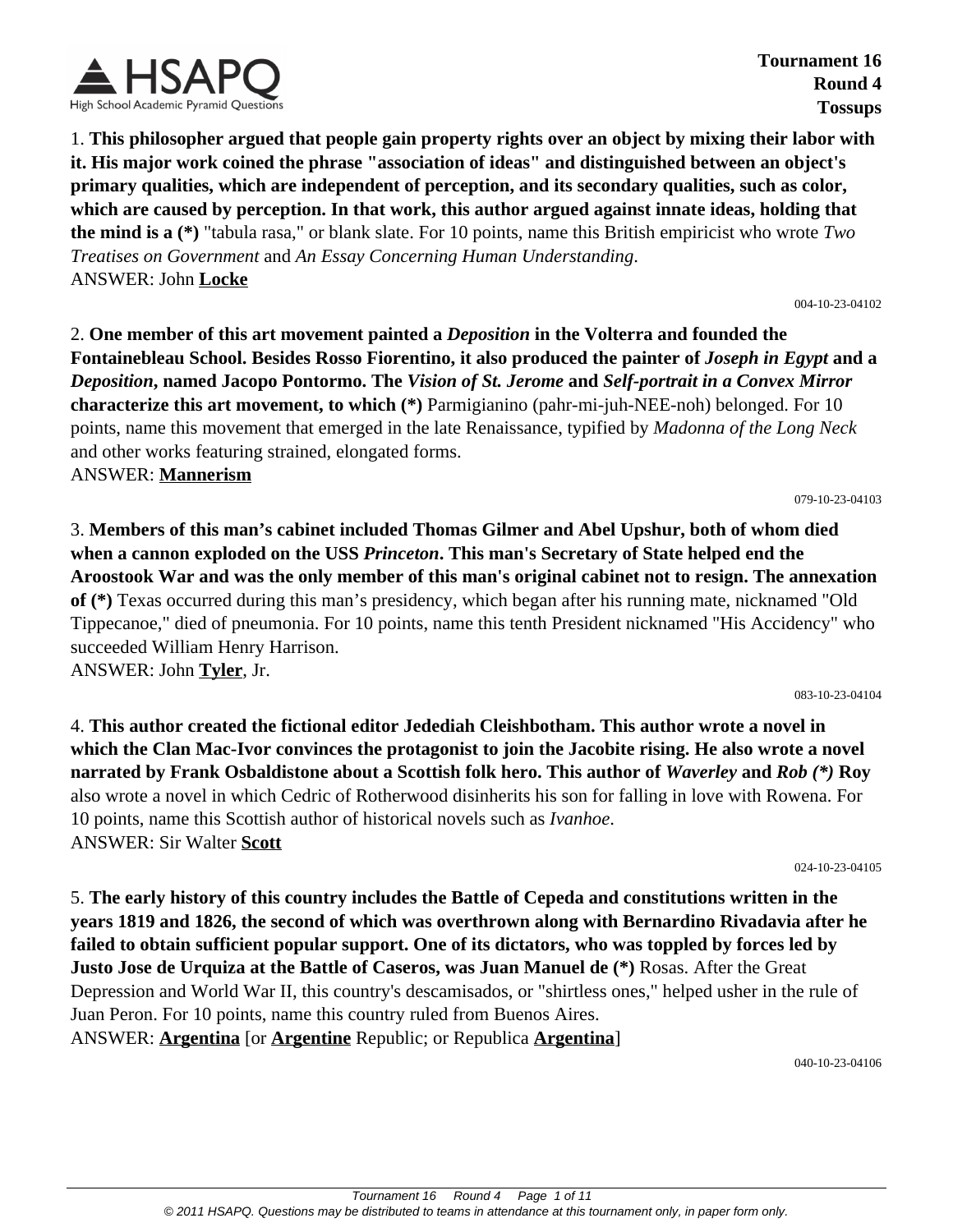**Tournament 16**
**Round 4**
**Tossups**

1. **This philosopher argued that people gain property rights over an object by mixing their labor with it. His major work coined the phrase "association of ideas" and distinguished between an object's primary qualities, which are independent of perception, and its secondary qualities, such as color, which are caused by perception. In that work, this author argued against innate ideas, holding that the mind is a (*)** "tabula rasa," or blank slate. For 10 points, name this British empiricist who wrote *Two Treatises on Government* and *An Essay Concerning Human Understanding*.
ANSWER: John **Locke**

004-10-23-04102

2. **One member of this art movement painted a *Deposition* in the Volterra and founded the Fontainebleau School. Besides Rosso Fiorentino, it also produced the painter of *Joseph in Egypt* and a *Deposition*, named Jacopo Pontormo. The *Vision of St. Jerome* and *Self-portrait in a Convex Mirror* characterize this art movement, to which (*)** Parmigianino (pahr-mi-juh-NEE-noh) belonged. For 10 points, name this movement that emerged in the late Renaissance, typified by *Madonna of the Long Neck* and other works featuring strained, elongated forms.
ANSWER: **Mannerism**

079-10-23-04103

3. **Members of this man's cabinet included Thomas Gilmer and Abel Upshur, both of whom died when a cannon exploded on the USS *Princeton*. This man's Secretary of State helped end the Aroostook War and was the only member of this man's original cabinet not to resign. The annexation of (*)** Texas occurred during this man's presidency, which began after his running mate, nicknamed "Old Tippecanoe," died of pneumonia. For 10 points, name this tenth President nicknamed "His Accidency" who succeeded William Henry Harrison.
ANSWER: John **Tyler**, Jr.

083-10-23-04104

4. **This author created the fictional editor Jedediah Cleishbotham. This author wrote a novel in which the Clan Mac-Ivor convinces the protagonist to join the Jacobite rising. He also wrote a novel narrated by Frank Osbaldistone about a Scottish folk hero. This author of *Waverley* and *Rob (*)* Roy** also wrote a novel in which Cedric of Rotherwood disinherits his son for falling in love with Rowena. For 10 points, name this Scottish author of historical novels such as *Ivanhoe*.
ANSWER: Sir Walter **Scott**

024-10-23-04105

5. **The early history of this country includes the Battle of Cepeda and constitutions written in the years 1819 and 1826, the second of which was overthrown along with Bernardino Rivadavia after he failed to obtain sufficient popular support. One of its dictators, who was toppled by forces led by Justo Jose de Urquiza at the Battle of Caseros, was Juan Manuel de (*)** Rosas. After the Great Depression and World War II, this country's descamisados, or "shirtless ones," helped usher in the rule of Juan Peron. For 10 points, name this country ruled from Buenos Aires.
ANSWER: **Argentina** [or **Argentine** Republic; or Republica **Argentina**]

040-10-23-04106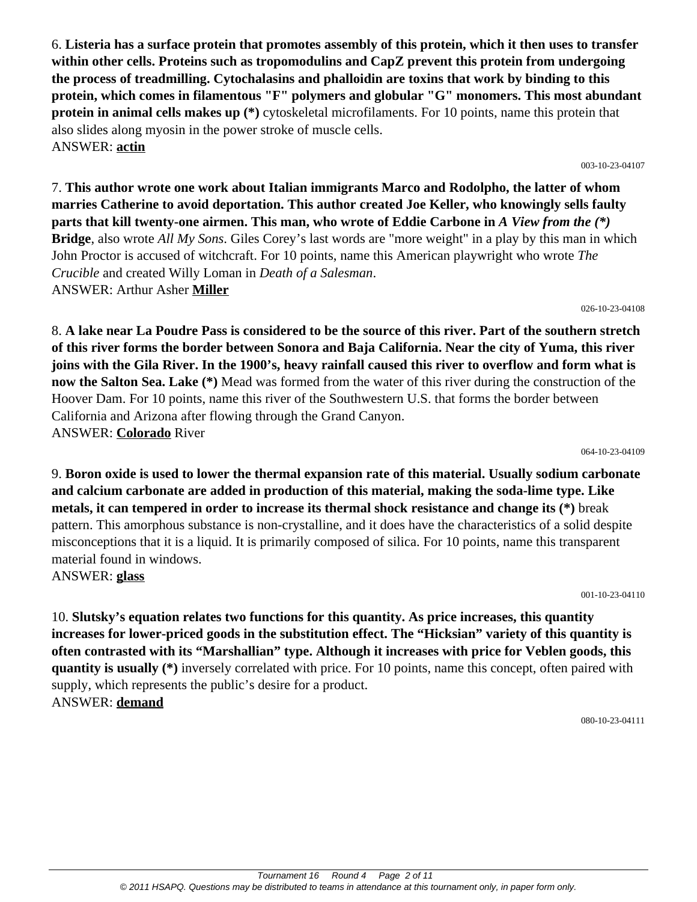6. **Listeria has a surface protein that promotes assembly of this protein, which it then uses to transfer within other cells. Proteins such as tropomodulins and CapZ prevent this protein from undergoing the process of treadmilling. Cytochalasins and phalloidin are toxins that work by binding to this protein, which comes in filamentous "F" polymers and globular "G" monomers. This most abundant protein in animal cells makes up (*)** cytoskeletal microfilaments. For 10 points, name this protein that also slides along myosin in the power stroke of muscle cells.
ANSWER: **actin**

003-10-23-04107

7. **This author wrote one work about Italian immigrants Marco and Rodolpho, the latter of whom marries Catherine to avoid deportation. This author created Joe Keller, who knowingly sells faulty parts that kill twenty-one airmen. This man, who wrote of Eddie Carbone in *A View from the (*)* Bridge**, also wrote *All My Sons*. Giles Corey's last words are "more weight" in a play by this man in which John Proctor is accused of witchcraft. For 10 points, name this American playwright who wrote *The Crucible* and created Willy Loman in *Death of a Salesman*.
ANSWER: Arthur Asher **Miller**

026-10-23-04108

8. **A lake near La Poudre Pass is considered to be the source of this river. Part of the southern stretch of this river forms the border between Sonora and Baja California. Near the city of Yuma, this river joins with the Gila River. In the 1900's, heavy rainfall caused this river to overflow and form what is now the Salton Sea. Lake (*)** Mead was formed from the water of this river during the construction of the Hoover Dam. For 10 points, name this river of the Southwestern U.S. that forms the border between California and Arizona after flowing through the Grand Canyon.
ANSWER: **Colorado** River

064-10-23-04109

9. **Boron oxide is used to lower the thermal expansion rate of this material. Usually sodium carbonate and calcium carbonate are added in production of this material, making the soda-lime type. Like metals, it can tempered in order to increase its thermal shock resistance and change its (*)** break pattern. This amorphous substance is non-crystalline, and it does have the characteristics of a solid despite misconceptions that it is a liquid. It is primarily composed of silica. For 10 points, name this transparent material found in windows.
ANSWER: **glass**

001-10-23-04110

10. **Slutsky's equation relates two functions for this quantity. As price increases, this quantity increases for lower-priced goods in the substitution effect. The "Hicksian" variety of this quantity is often contrasted with its "Marshallian" type. Although it increases with price for Veblen goods, this quantity is usually (*)** inversely correlated with price. For 10 points, name this concept, often paired with supply, which represents the public's desire for a product.
ANSWER: **demand**

080-10-23-04111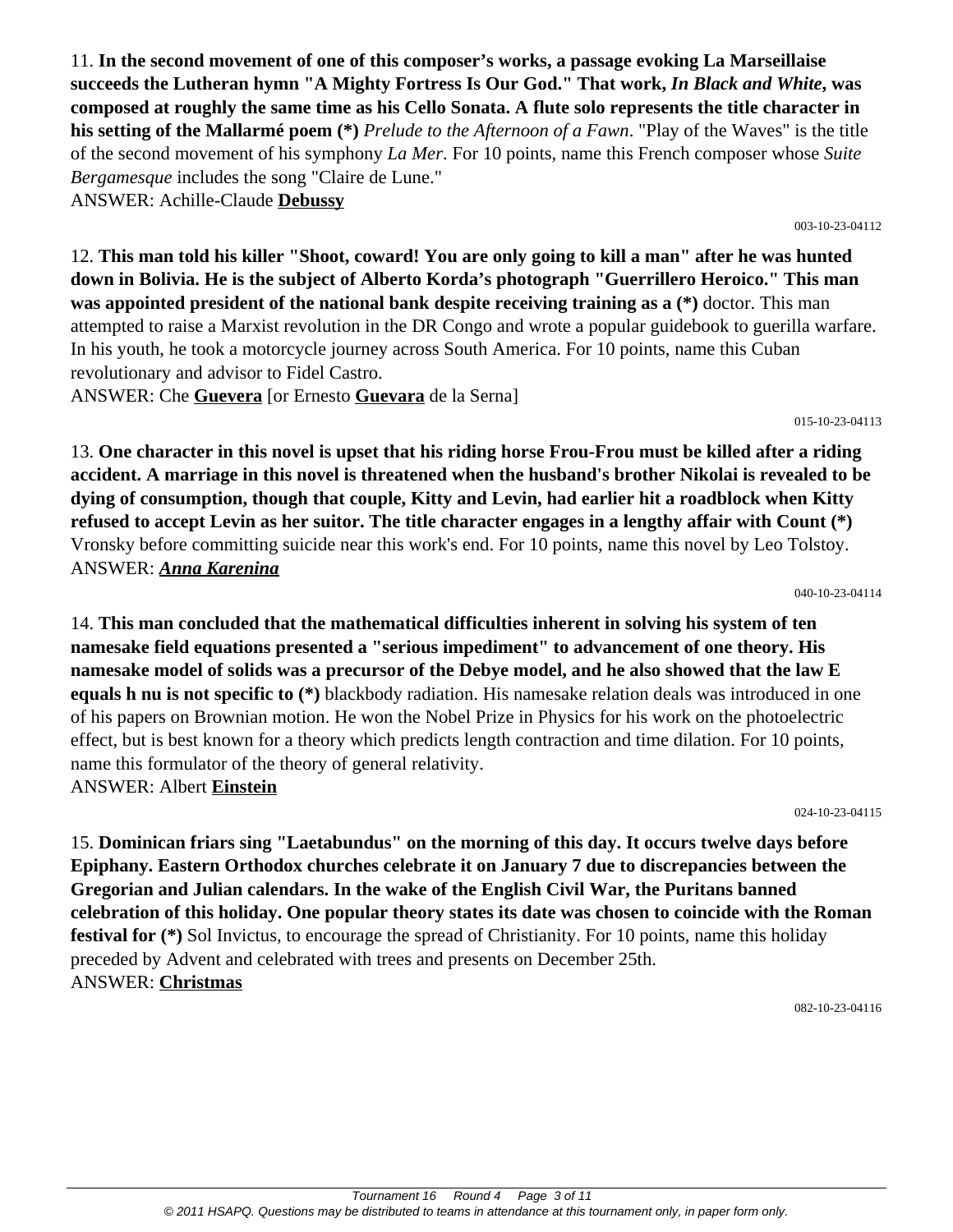11. **In the second movement of one of this composer's works, a passage evoking La Marseillaise succeeds the Lutheran hymn "A Mighty Fortress Is Our God." That work, *In Black and White*, was composed at roughly the same time as his Cello Sonata. A flute solo represents the title character in his setting of the Mallarmé poem (*)** *Prelude to the Afternoon of a Fawn*. "Play of the Waves" is the title of the second movement of his symphony *La Mer*. For 10 points, name this French composer whose *Suite Bergamesque* includes the song "Claire de Lune."
ANSWER: Achille-Claude **Debussy**

003-10-23-04112

12. **This man told his killer "Shoot, coward! You are only going to kill a man" after he was hunted down in Bolivia. He is the subject of Alberto Korda's photograph "Guerrillero Heroico." This man was appointed president of the national bank despite receiving training as a (*)** doctor. This man attempted to raise a Marxist revolution in the DR Congo and wrote a popular guidebook to guerilla warfare. In his youth, he took a motorcycle journey across South America. For 10 points, name this Cuban revolutionary and advisor to Fidel Castro.
ANSWER: Che **Guevera** [or Ernesto **Guevara** de la Serna]

015-10-23-04113

13. **One character in this novel is upset that his riding horse Frou-Frou must be killed after a riding accident. A marriage in this novel is threatened when the husband's brother Nikolai is revealed to be dying of consumption, though that couple, Kitty and Levin, had earlier hit a roadblock when Kitty refused to accept Levin as her suitor. The title character engages in a lengthy affair with Count (*)** Vronsky before committing suicide near this work's end. For 10 points, name this novel by Leo Tolstoy.
ANSWER: ***Anna Karenina***

040-10-23-04114

14. **This man concluded that the mathematical difficulties inherent in solving his system of ten namesake field equations presented a "serious impediment" to advancement of one theory. His namesake model of solids was a precursor of the Debye model, and he also showed that the law E equals h nu is not specific to (*)** blackbody radiation. His namesake relation deals was introduced in one of his papers on Brownian motion. He won the Nobel Prize in Physics for his work on the photoelectric effect, but is best known for a theory which predicts length contraction and time dilation. For 10 points, name this formulator of the theory of general relativity.
ANSWER: Albert **Einstein**

024-10-23-04115

15. **Dominican friars sing "Laetabundus" on the morning of this day. It occurs twelve days before Epiphany. Eastern Orthodox churches celebrate it on January 7 due to discrepancies between the Gregorian and Julian calendars. In the wake of the English Civil War, the Puritans banned celebration of this holiday. One popular theory states its date was chosen to coincide with the Roman festival for (*)** Sol Invictus, to encourage the spread of Christianity. For 10 points, name this holiday preceded by Advent and celebrated with trees and presents on December 25th.
ANSWER: **Christmas**

082-10-23-04116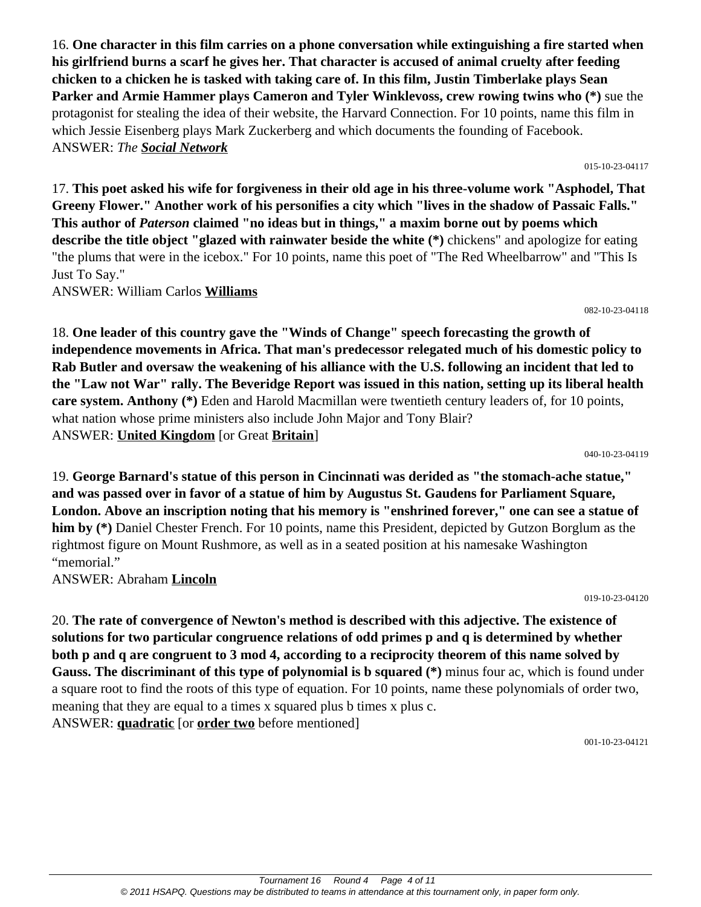16. **One character in this film carries on a phone conversation while extinguishing a fire started when his girlfriend burns a scarf he gives her. That character is accused of animal cruelty after feeding chicken to a chicken he is tasked with taking care of. In this film, Justin Timberlake plays Sean Parker and Armie Hammer plays Cameron and Tyler Winklevoss, crew rowing twins who (*)** sue the protagonist for stealing the idea of their website, the Harvard Connection. For 10 points, name this film in which Jessie Eisenberg plays Mark Zuckerberg and which documents the founding of Facebook.
ANSWER: *The **Social Network***

015-10-23-04117

17. **This poet asked his wife for forgiveness in their old age in his three-volume work "Asphodel, That Greeny Flower." Another work of his personifies a city which "lives in the shadow of Passaic Falls." This author of *Paterson* claimed "no ideas but in things," a maxim borne out by poems which describe the title object "glazed with rainwater beside the white (*)** chickens" and apologize for eating "the plums that were in the icebox." For 10 points, name this poet of "The Red Wheelbarrow" and "This Is Just To Say."
ANSWER: William Carlos **Williams**

082-10-23-04118

18. **One leader of this country gave the "Winds of Change" speech forecasting the growth of independence movements in Africa. That man's predecessor relegated much of his domestic policy to Rab Butler and oversaw the weakening of his alliance with the U.S. following an incident that led to the "Law not War" rally. The Beveridge Report was issued in this nation, setting up its liberal health care system. Anthony (*)** Eden and Harold Macmillan were twentieth century leaders of, for 10 points, what nation whose prime ministers also include John Major and Tony Blair?
ANSWER: **United Kingdom** [or Great **Britain**]

040-10-23-04119

19. **George Barnard's statue of this person in Cincinnati was derided as "the stomach-ache statue," and was passed over in favor of a statue of him by Augustus St. Gaudens for Parliament Square, London. Above an inscription noting that his memory is "enshrined forever," one can see a statue of him by (*)** Daniel Chester French. For 10 points, name this President, depicted by Gutzon Borglum as the rightmost figure on Mount Rushmore, as well as in a seated position at his namesake Washington "memorial."
ANSWER: Abraham **Lincoln**

019-10-23-04120

20. **The rate of convergence of Newton's method is described with this adjective. The existence of solutions for two particular congruence relations of odd primes p and q is determined by whether both p and q are congruent to 3 mod 4, according to a reciprocity theorem of this name solved by Gauss. The discriminant of this type of polynomial is b squared (*)** minus four ac, which is found under a square root to find the roots of this type of equation. For 10 points, name these polynomials of order two, meaning that they are equal to a times x squared plus b times x plus c.
ANSWER: **quadratic** [or **order two** before mentioned]

001-10-23-04121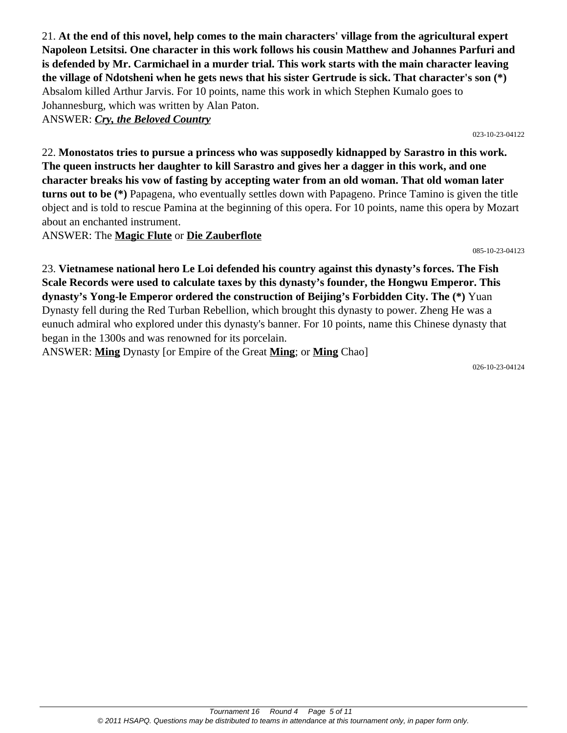21. **At the end of this novel, help comes to the main characters' village from the agricultural expert Napoleon Letsitsi. One character in this work follows his cousin Matthew and Johannes Parfuri and is defended by Mr. Carmichael in a murder trial. This work starts with the main character leaving the village of Ndotsheni when he gets news that his sister Gertrude is sick. That character's son (*)** Absalom killed Arthur Jarvis. For 10 points, name this work in which Stephen Kumalo goes to Johannesburg, which was written by Alan Paton.

ANSWER: ***Cry, the Beloved Country***

023-10-23-04122

22. **Monostatos tries to pursue a princess who was supposedly kidnapped by Sarastro in this work. The queen instructs her daughter to kill Sarastro and gives her a dagger in this work, and one character breaks his vow of fasting by accepting water from an old woman. That old woman later turns out to be (*)** Papagena, who eventually settles down with Papageno. Prince Tamino is given the title object and is told to rescue Pamina at the beginning of this opera. For 10 points, name this opera by Mozart about an enchanted instrument.

ANSWER: The **Magic Flute** or **Die Zauberflote**

085-10-23-04123

23. **Vietnamese national hero Le Loi defended his country against this dynasty's forces. The Fish Scale Records were used to calculate taxes by this dynasty's founder, the Hongwu Emperor. This dynasty's Yong-le Emperor ordered the construction of Beijing's Forbidden City. The (*)** Yuan Dynasty fell during the Red Turban Rebellion, which brought this dynasty to power. Zheng He was a eunuch admiral who explored under this dynasty's banner. For 10 points, name this Chinese dynasty that began in the 1300s and was renowned for its porcelain.

ANSWER: **Ming** Dynasty [or Empire of the Great **Ming**; or **Ming** Chao]

026-10-23-04124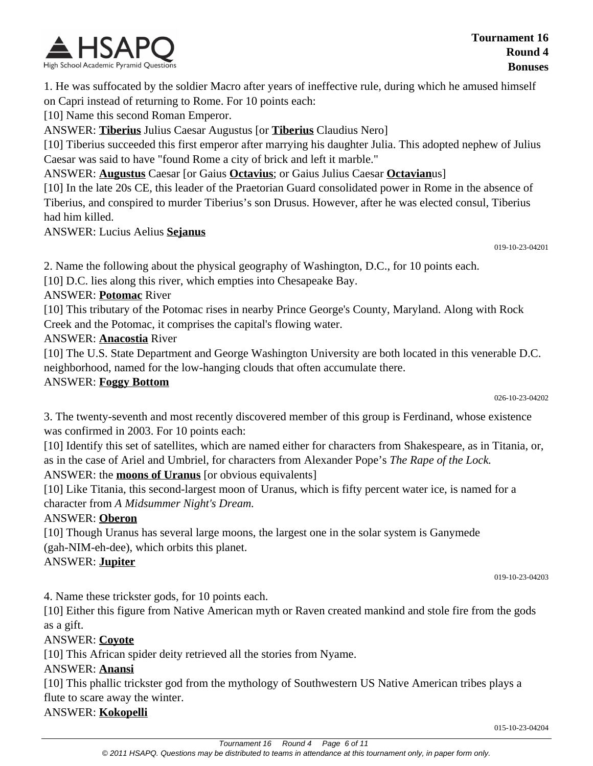1. He was suffocated by the soldier Macro after years of ineffective rule, during which he amused himself on Capri instead of returning to Rome. For 10 points each:

[10] Name this second Roman Emperor.

ANSWER: **Tiberius** Julius Caesar Augustus [or **Tiberius** Claudius Nero]

[10] Tiberius succeeded this first emperor after marrying his daughter Julia. This adopted nephew of Julius Caesar was said to have "found Rome a city of brick and left it marble."

ANSWER: **Augustus** Caesar [or Gaius **Octavius**; or Gaius Julius Caesar **Octavian**us]

[10] In the late 20s CE, this leader of the Praetorian Guard consolidated power in Rome in the absence of Tiberius, and conspired to murder Tiberius's son Drusus. However, after he was elected consul, Tiberius had him killed.

ANSWER: Lucius Aelius **Sejanus**

019-10-23-04201

2. Name the following about the physical geography of Washington, D.C., for 10 points each.

[10] D.C. lies along this river, which empties into Chesapeake Bay.

ANSWER: **Potomac** River

[10] This tributary of the Potomac rises in nearby Prince George's County, Maryland. Along with Rock Creek and the Potomac, it comprises the capital's flowing water.

ANSWER: **Anacostia** River

[10] The U.S. State Department and George Washington University are both located in this venerable D.C. neighborhood, named for the low-hanging clouds that often accumulate there.

ANSWER: **Foggy Bottom**

026-10-23-04202

3. The twenty-seventh and most recently discovered member of this group is Ferdinand, whose existence was confirmed in 2003. For 10 points each:

[10] Identify this set of satellites, which are named either for characters from Shakespeare, as in Titania, or, as in the case of Ariel and Umbriel, for characters from Alexander Pope's *The Rape of the Lock.*

ANSWER: the **moons of Uranus** [or obvious equivalents]

[10] Like Titania, this second-largest moon of Uranus, which is fifty percent water ice, is named for a character from *A Midsummer Night's Dream.*

ANSWER: **Oberon**

[10] Though Uranus has several large moons, the largest one in the solar system is Ganymede (gah-NIM-eh-dee), which orbits this planet.

ANSWER: **Jupiter**

019-10-23-04203

4. Name these trickster gods, for 10 points each.

[10] Either this figure from Native American myth or Raven created mankind and stole fire from the gods as a gift.

ANSWER: **Coyote**

[10] This African spider deity retrieved all the stories from Nyame.

ANSWER: **Anansi**

[10] This phallic trickster god from the mythology of Southwestern US Native American tribes plays a flute to scare away the winter.

ANSWER: **Kokopelli**

015-10-23-04204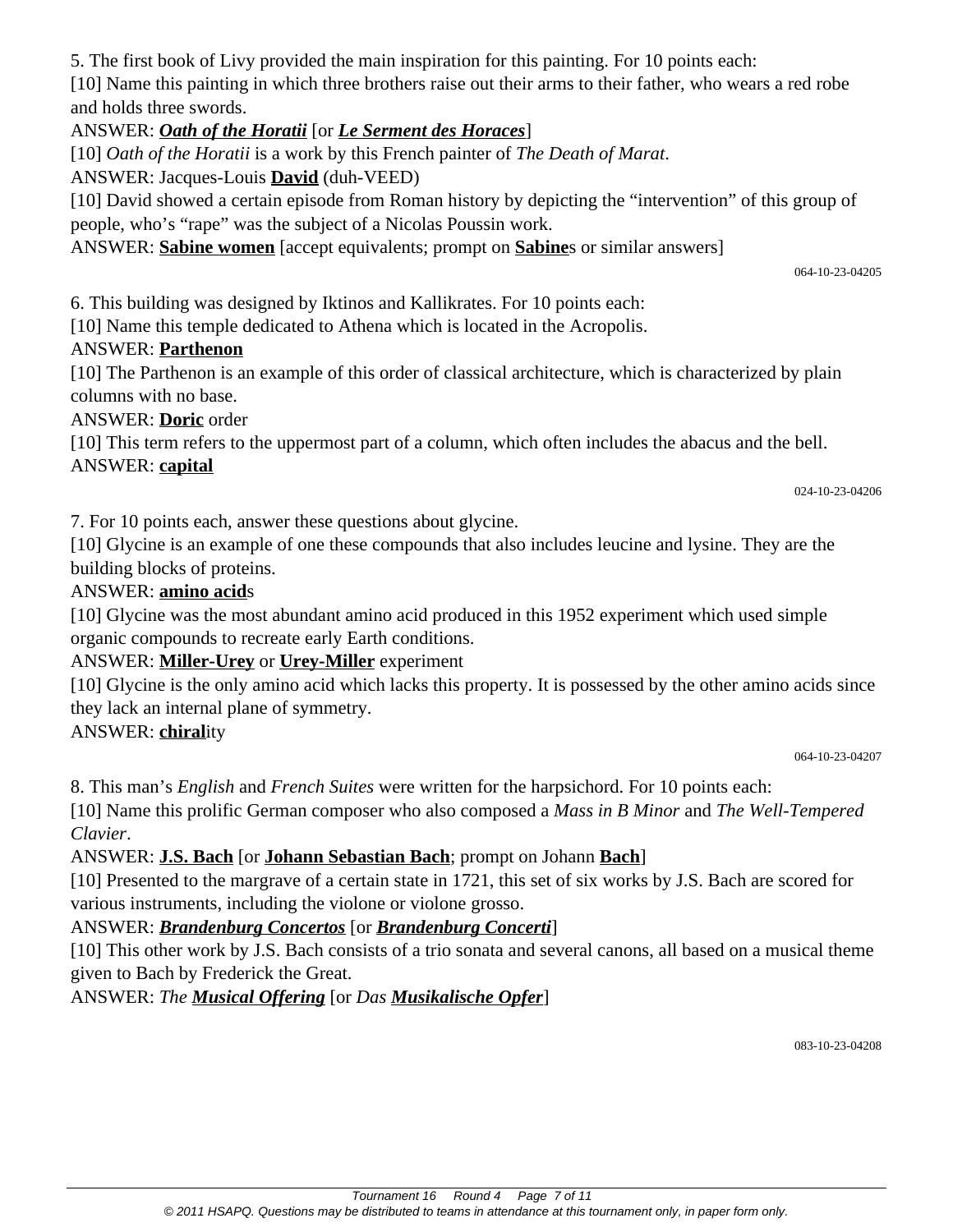5. The first book of Livy provided the main inspiration for this painting. For 10 points each:

[10] Name this painting in which three brothers raise out their arms to their father, who wears a red robe and holds three swords.

ANSWER: ***<u>Oath of the Horatii</u>*** [or ***<u>Le Serment des Horaces</u>***]

[10] *Oath of the Horatii* is a work by this French painter of *The Death of Marat*.

ANSWER: Jacques-Louis **<u>David</u>** (duh-VEED)

[10] David showed a certain episode from Roman history by depicting the "intervention" of this group of people, who's "rape" was the subject of a Nicolas Poussin work.

ANSWER: **<u>Sabine women</u>** [accept equivalents; prompt on **<u>Sabine</u>**s or similar answers]

064-10-23-04205

6. This building was designed by Iktinos and Kallikrates. For 10 points each:

[10] Name this temple dedicated to Athena which is located in the Acropolis.

ANSWER: **<u>Parthenon</u>**

[10] The Parthenon is an example of this order of classical architecture, which is characterized by plain columns with no base.

ANSWER: **<u>Doric</u>** order

[10] This term refers to the uppermost part of a column, which often includes the abacus and the bell.

ANSWER: **<u>capital</u>**

024-10-23-04206

7. For 10 points each, answer these questions about glycine.

[10] Glycine is an example of one these compounds that also includes leucine and lysine. They are the building blocks of proteins.

ANSWER: **<u>amino acid</u>**s

[10] Glycine was the most abundant amino acid produced in this 1952 experiment which used simple organic compounds to recreate early Earth conditions.

ANSWER: **<u>Miller-Urey</u>** or **<u>Urey-Miller</u>** experiment

[10] Glycine is the only amino acid which lacks this property. It is possessed by the other amino acids since they lack an internal plane of symmetry.

ANSWER: **<u>chiral</u>**ity

064-10-23-04207

8. This man's *English* and *French Suites* were written for the harpsichord. For 10 points each:

[10] Name this prolific German composer who also composed a *Mass in B Minor* and *The Well-Tempered Clavier*.

ANSWER: **<u>J.S. Bach</u>** [or **<u>Johann Sebastian Bach</u>**; prompt on Johann **<u>Bach</u>**]

[10] Presented to the margrave of a certain state in 1721, this set of six works by J.S. Bach are scored for various instruments, including the violone or violone grosso.

ANSWER: ***<u>Brandenburg Concertos</u>*** [or ***<u>Brandenburg Concerti</u>***]

[10] This other work by J.S. Bach consists of a trio sonata and several canons, all based on a musical theme given to Bach by Frederick the Great.

ANSWER: *The* ***<u>Musical Offering</u>*** [or *Das* ***<u>Musikalische Opfer</u>***]

083-10-23-04208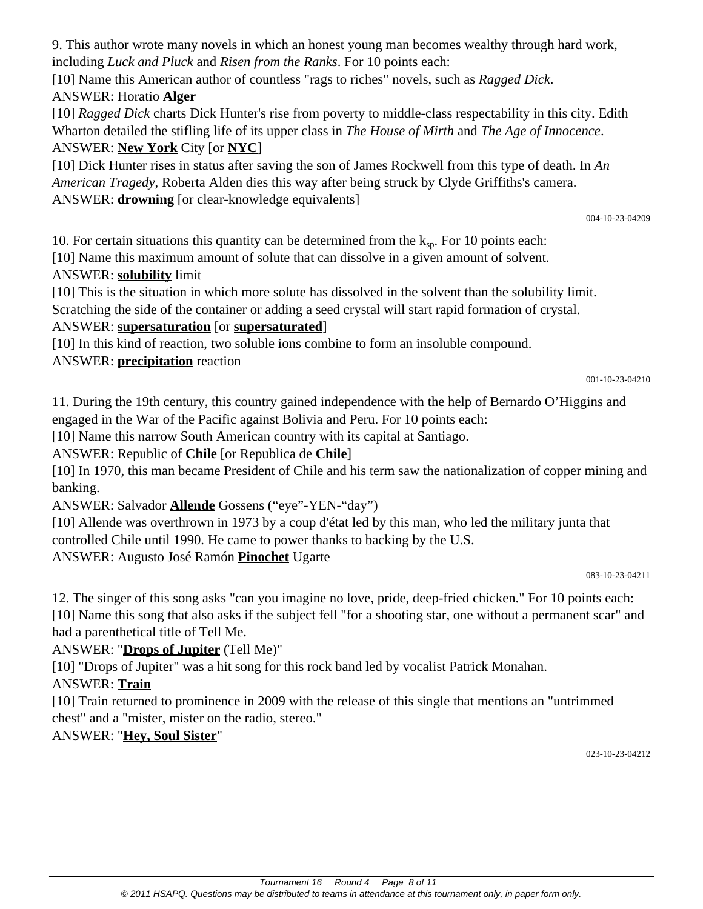9. This author wrote many novels in which an honest young man becomes wealthy through hard work, including *Luck and Pluck* and *Risen from the Ranks*. For 10 points each:

[10] Name this American author of countless "rags to riches" novels, such as *Ragged Dick*.

ANSWER: Horatio **Alger**

[10] *Ragged Dick* charts Dick Hunter's rise from poverty to middle-class respectability in this city. Edith Wharton detailed the stifling life of its upper class in *The House of Mirth* and *The Age of Innocence*.

ANSWER: **New York** City [or **NYC**]

[10] Dick Hunter rises in status after saving the son of James Rockwell from this type of death. In *An American Tragedy*, Roberta Alden dies this way after being struck by Clyde Griffiths's camera.

ANSWER: **drowning** [or clear-knowledge equivalents]

004-10-23-04209

10. For certain situations this quantity can be determined from the $k_{sp}$. For 10 points each:

[10] Name this maximum amount of solute that can dissolve in a given amount of solvent.

ANSWER: **solubility** limit

[10] This is the situation in which more solute has dissolved in the solvent than the solubility limit. Scratching the side of the container or adding a seed crystal will start rapid formation of crystal.

ANSWER: **supersaturation** [or **supersaturated**]

[10] In this kind of reaction, two soluble ions combine to form an insoluble compound.

ANSWER: **precipitation** reaction

001-10-23-04210

11. During the 19th century, this country gained independence with the help of Bernardo O'Higgins and engaged in the War of the Pacific against Bolivia and Peru. For 10 points each:

[10] Name this narrow South American country with its capital at Santiago.

ANSWER: Republic of **Chile** [or Republica de **Chile**]

[10] In 1970, this man became President of Chile and his term saw the nationalization of copper mining and banking.

ANSWER: Salvador **Allende** Gossens ("eye"-YEN-"day")

[10] Allende was overthrown in 1973 by a coup d'état led by this man, who led the military junta that controlled Chile until 1990. He came to power thanks to backing by the U.S.

ANSWER: Augusto José Ramón **Pinochet** Ugarte

083-10-23-04211

12. The singer of this song asks "can you imagine no love, pride, deep-fried chicken." For 10 points each:

[10] Name this song that also asks if the subject fell "for a shooting star, one without a permanent scar" and had a parenthetical title of Tell Me.

ANSWER: "**Drops of Jupiter** (Tell Me)"

[10] "Drops of Jupiter" was a hit song for this rock band led by vocalist Patrick Monahan.

ANSWER: **Train**

[10] Train returned to prominence in 2009 with the release of this single that mentions an "untrimmed chest" and a "mister, mister on the radio, stereo."

ANSWER: "**Hey, Soul Sister**"

023-10-23-04212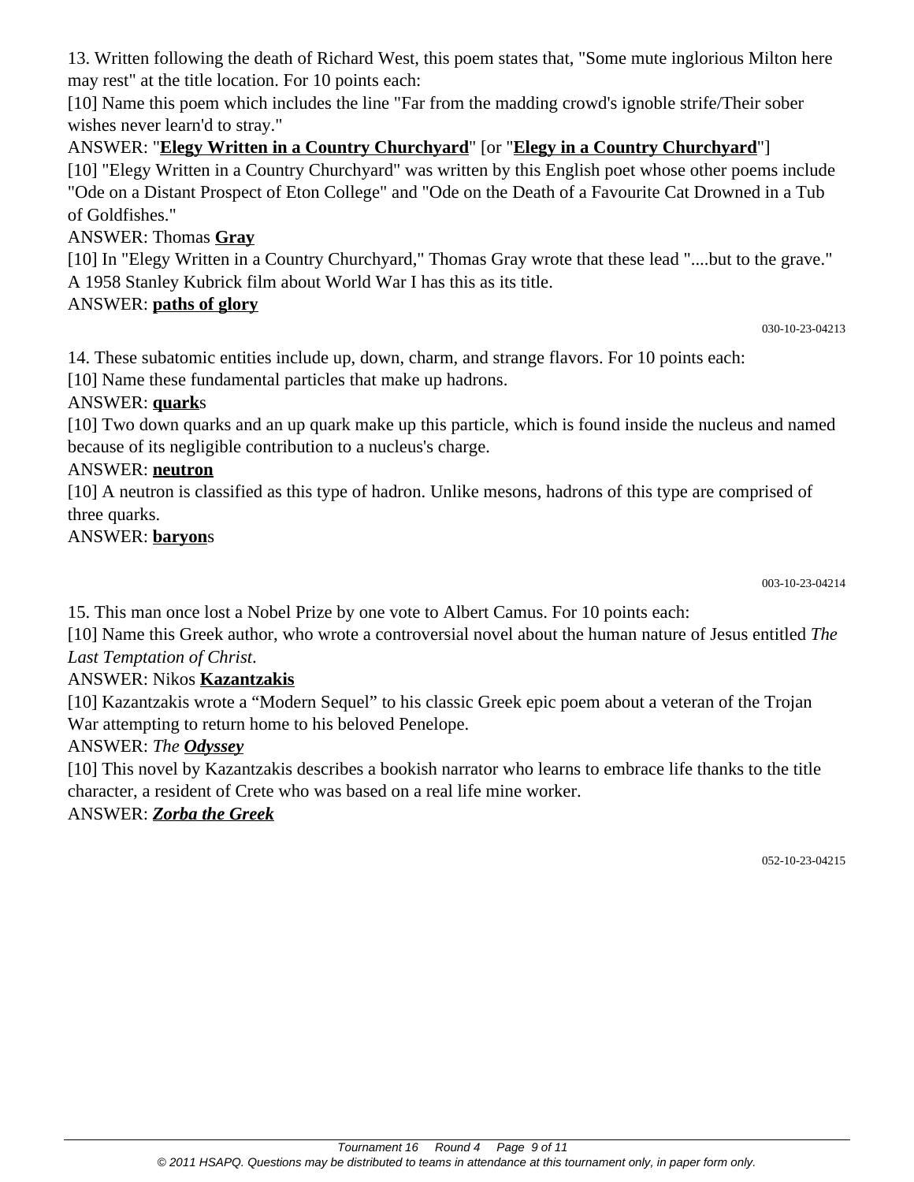13. Written following the death of Richard West, this poem states that, "Some mute inglorious Milton here may rest" at the title location. For 10 points each:

[10] Name this poem which includes the line "Far from the madding crowd's ignoble strife/Their sober wishes never learn'd to stray."

ANSWER: "**Elegy Written in a Country Churchyard**" [or "**Elegy in a Country Churchyard**"]

[10] "Elegy Written in a Country Churchyard" was written by this English poet whose other poems include "Ode on a Distant Prospect of Eton College" and "Ode on the Death of a Favourite Cat Drowned in a Tub of Goldfishes."

ANSWER: Thomas **Gray**

[10] In "Elegy Written in a Country Churchyard," Thomas Gray wrote that these lead "....but to the grave." A 1958 Stanley Kubrick film about World War I has this as its title.

ANSWER: **paths of glory**

030-10-23-04213

14. These subatomic entities include up, down, charm, and strange flavors. For 10 points each:

[10] Name these fundamental particles that make up hadrons.

ANSWER: **quark**s

[10] Two down quarks and an up quark make up this particle, which is found inside the nucleus and named because of its negligible contribution to a nucleus's charge.

ANSWER: **neutron**

[10] A neutron is classified as this type of hadron. Unlike mesons, hadrons of this type are comprised of three quarks.

ANSWER: **baryon**s

003-10-23-04214

15. This man once lost a Nobel Prize by one vote to Albert Camus. For 10 points each:

[10] Name this Greek author, who wrote a controversial novel about the human nature of Jesus entitled *The Last Temptation of Christ*.

ANSWER: Nikos **Kazantzakis**

[10] Kazantzakis wrote a "Modern Sequel" to his classic Greek epic poem about a veteran of the Trojan War attempting to return home to his beloved Penelope.

ANSWER: *The **Odyssey***

[10] This novel by Kazantzakis describes a bookish narrator who learns to embrace life thanks to the title character, a resident of Crete who was based on a real life mine worker.

ANSWER: ***Zorba the Greek***

052-10-23-04215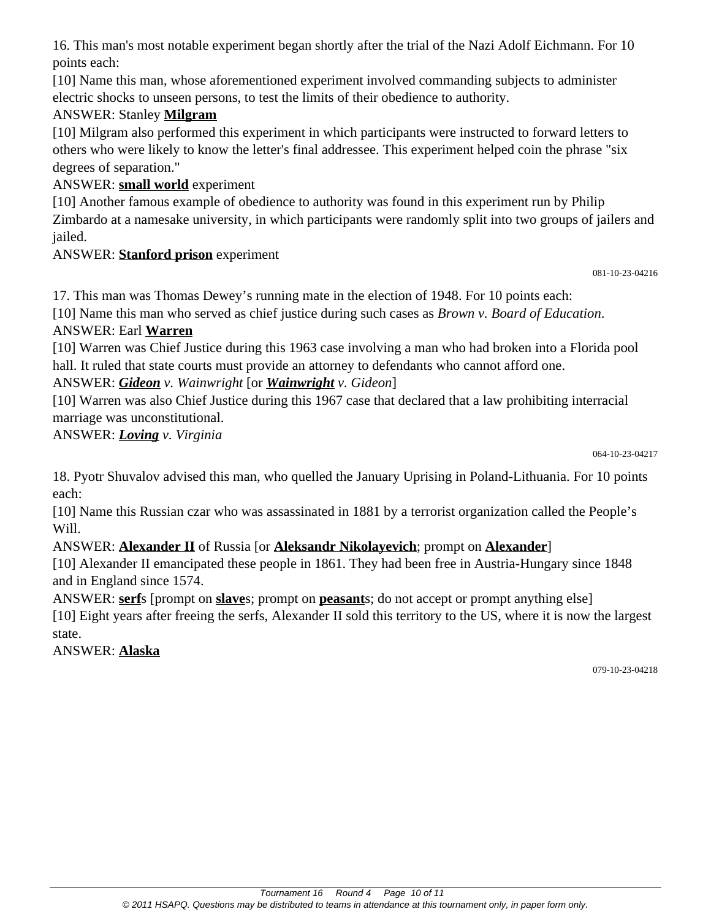16. This man's most notable experiment began shortly after the trial of the Nazi Adolf Eichmann. For 10 points each:

[10] Name this man, whose aforementioned experiment involved commanding subjects to administer electric shocks to unseen persons, to test the limits of their obedience to authority.

ANSWER: Stanley **Milgram**

[10] Milgram also performed this experiment in which participants were instructed to forward letters to others who were likely to know the letter's final addressee. This experiment helped coin the phrase "six degrees of separation."

ANSWER: **small world** experiment

[10] Another famous example of obedience to authority was found in this experiment run by Philip Zimbardo at a namesake university, in which participants were randomly split into two groups of jailers and jailed.

ANSWER: **Stanford prison** experiment

081-10-23-04216

17. This man was Thomas Dewey's running mate in the election of 1948. For 10 points each:

[10] Name this man who served as chief justice during such cases as *Brown v. Board of Education.*

ANSWER: Earl **Warren**

[10] Warren was Chief Justice during this 1963 case involving a man who had broken into a Florida pool hall. It ruled that state courts must provide an attorney to defendants who cannot afford one.

ANSWER: ***Gideon*** *v. Wainwright* [or ***Wainwright*** *v. Gideon*]

[10] Warren was also Chief Justice during this 1967 case that declared that a law prohibiting interracial marriage was unconstitutional.

ANSWER: ***Loving*** *v. Virginia*

064-10-23-04217

18. Pyotr Shuvalov advised this man, who quelled the January Uprising in Poland-Lithuania. For 10 points each:

[10] Name this Russian czar who was assassinated in 1881 by a terrorist organization called the People's Will.

ANSWER: **Alexander II** of Russia [or **Aleksandr Nikolayevich**; prompt on **Alexander**]

[10] Alexander II emancipated these people in 1861. They had been free in Austria-Hungary since 1848 and in England since 1574.

ANSWER: **serf**s [prompt on **slave**s; prompt on **peasant**s; do not accept or prompt anything else]

[10] Eight years after freeing the serfs, Alexander II sold this territory to the US, where it is now the largest state.

ANSWER: **Alaska**

079-10-23-04218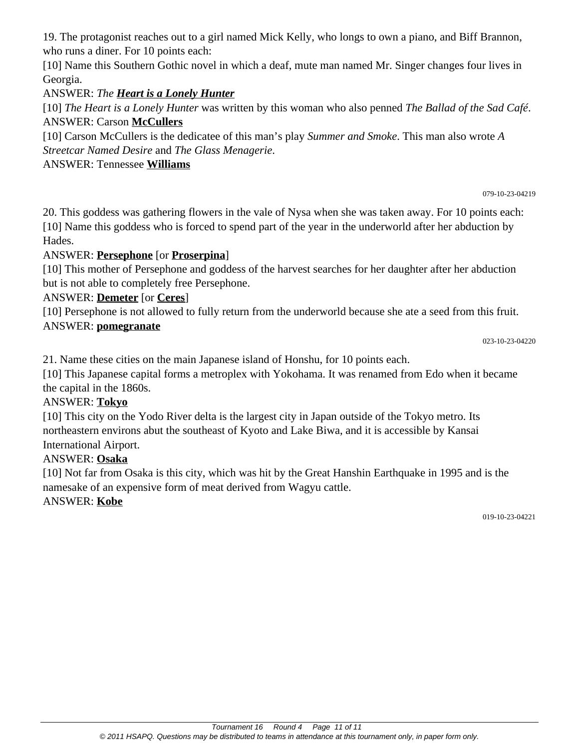19. The protagonist reaches out to a girl named Mick Kelly, who longs to own a piano, and Biff Brannon, who runs a diner. For 10 points each:

[10] Name this Southern Gothic novel in which a deaf, mute man named Mr. Singer changes four lives in Georgia.

ANSWER: *The* ***__Heart is a Lonely Hunter__***

[10] *The Heart is a Lonely Hunter* was written by this woman who also penned *The Ballad of the Sad Café*.

ANSWER: Carson **__McCullers__**

[10] Carson McCullers is the dedicatee of this man's play *Summer and Smoke*. This man also wrote *A Streetcar Named Desire* and *The Glass Menagerie*.

ANSWER: Tennessee **__Williams__**

079-10-23-04219

20. This goddess was gathering flowers in the vale of Nysa when she was taken away. For 10 points each:

[10] Name this goddess who is forced to spend part of the year in the underworld after her abduction by Hades.

ANSWER: **__Persephone__** [or **__Proserpina__**]

[10] This mother of Persephone and goddess of the harvest searches for her daughter after her abduction but is not able to completely free Persephone.

ANSWER: **__Demeter__** [or **__Ceres__**]

[10] Persephone is not allowed to fully return from the underworld because she ate a seed from this fruit.

ANSWER: **__pomegranate__**

023-10-23-04220

21. Name these cities on the main Japanese island of Honshu, for 10 points each.

[10] This Japanese capital forms a metroplex with Yokohama. It was renamed from Edo when it became the capital in the 1860s.

ANSWER: **__Tokyo__**

[10] This city on the Yodo River delta is the largest city in Japan outside of the Tokyo metro. Its northeastern environs abut the southeast of Kyoto and Lake Biwa, and it is accessible by Kansai International Airport.

ANSWER: **__Osaka__**

[10] Not far from Osaka is this city, which was hit by the Great Hanshin Earthquake in 1995 and is the namesake of an expensive form of meat derived from Wagyu cattle.

ANSWER: **__Kobe__**

019-10-23-04221